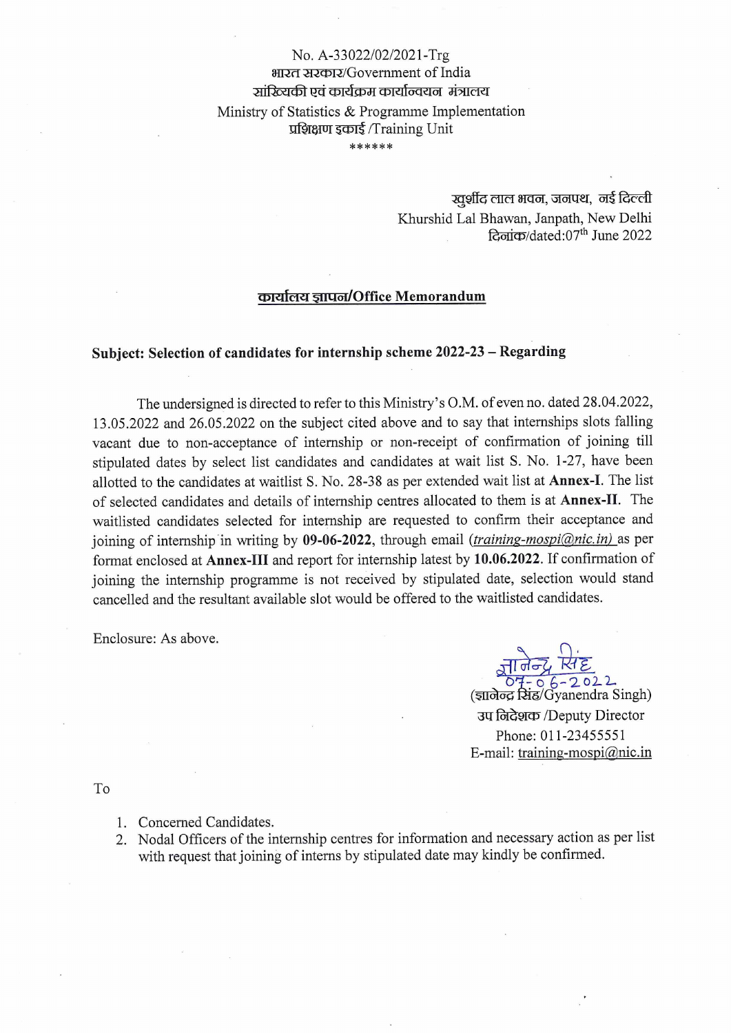No. A-33022/02/2021-Trg

भारत सरकार/Government of India

सांख्यिकी एवं कार्यक्रम कार्यान्वयन मंत्रालय

Ministry of Statistics & Programme Implementation

प्रशिक्षण इकाई /Training Unit

******

खुर्शीद लाल भवन, जनपथ, नई दिल्ली

Khurshid Lal Bhawan, Janpath, New Delhi

दिनांक/dated:07th June 2022

## कार्यालय ज्ञापन/Office Memorandum

**Subject: Selection of candidates for internship scheme 2022-23 – Regarding**

The undersigned is directed to refer to this Ministry's O.M. of even no. dated 28.04.2022, 13.05.2022 and 26.05.2022 on the subject cited above and to say that internships slots falling vacant due to non-acceptance of internship or non-receipt of confirmation of joining till stipulated dates by select list candidates and candidates at wait list S. No. 1-27, have been allotted to the candidates at waitlist S. No. 28-38 as per extended wait list at **Annex-I**. The list of selected candidates and details of internship centres allocated to them is at **Annex-II**. The waitlisted candidates selected for internship are requested to confirm their acceptance and joining of internship in writing by **09-06-2022**, through email (*training-mospi@nic.in)* as per format enclosed at **Annex-III** and report for internship latest by **10.06.2022.** If confirmation of joining the internship programme is not received by stipulated date, selection would stand cancelled and the resultant available slot would be offered to the waitlisted candidates.

Enclosure: As above.

ज्ञानेन्द्र सिंह
07-06-2022

(ज्ञानेन्द्र सिंह/Gyanendra Singh)

उप निदेशक /Deputy Director

Phone: 011-23455551

E-mail: training-mospi@nic.in

To

1. Concerned Candidates.
2. Nodal Officers of the internship centres for information and necessary action as per list with request that joining of interns by stipulated date may kindly be confirmed.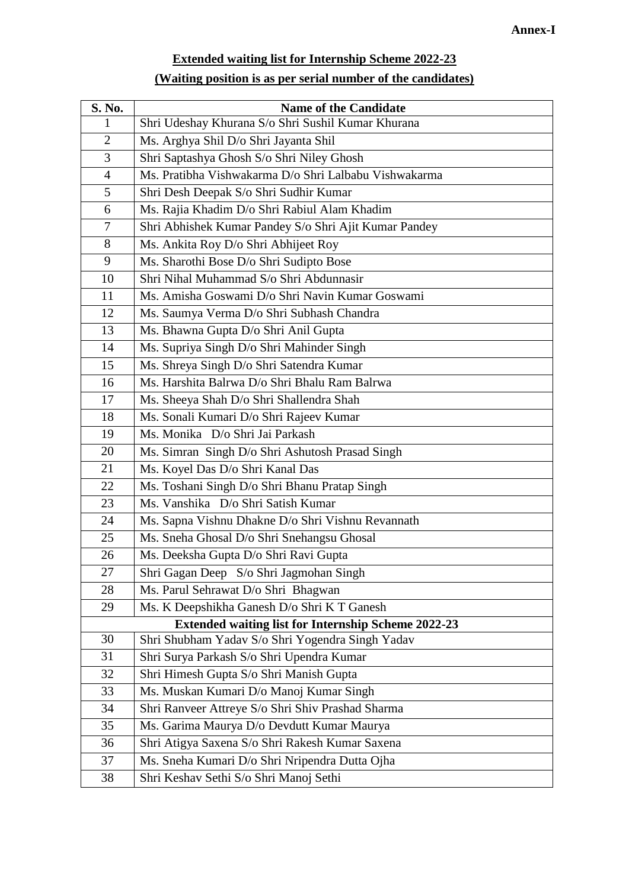**Annex-I**

## Extended waiting list for Internship Scheme 2022-23

## (Waiting position is as per serial number of the candidates)

| S. No. | Name of the Candidate |
|---|---|
| 1 | Shri Udeshay Khurana S/o Shri Sushil Kumar Khurana |
| 2 | Ms. Arghya Shil D/o Shri Jayanta Shil |
| 3 | Shri Saptashya Ghosh S/o Shri Niley Ghosh |
| 4 | Ms. Pratibha Vishwakarma D/o Shri Lalbabu Vishwakarma |
| 5 | Shri Desh Deepak S/o Shri Sudhir Kumar |
| 6 | Ms. Rajia Khadim D/o Shri Rabiul Alam Khadim |
| 7 | Shri Abhishek Kumar Pandey S/o Shri Ajit Kumar Pandey |
| 8 | Ms. Ankita Roy D/o Shri Abhijeet Roy |
| 9 | Ms. Sharothi Bose D/o Shri Sudipto Bose |
| 10 | Shri Nihal Muhammad S/o Shri Abdunnasir |
| 11 | Ms. Amisha Goswami D/o Shri Navin Kumar Goswami |
| 12 | Ms. Saumya Verma D/o Shri Subhash Chandra |
| 13 | Ms. Bhawna Gupta D/o Shri Anil Gupta |
| 14 | Ms. Supriya Singh D/o Shri Mahinder Singh |
| 15 | Ms. Shreya Singh D/o Shri Satendra Kumar |
| 16 | Ms. Harshita Balrwa D/o Shri Bhalu Ram Balrwa |
| 17 | Ms. Sheeya Shah D/o Shri Shallendra Shah |
| 18 | Ms. Sonali Kumari D/o Shri Rajeev Kumar |
| 19 | Ms. Monika D/o Shri Jai Parkash |
| 20 | Ms. Simran Singh D/o Shri Ashutosh Prasad Singh |
| 21 | Ms. Koyel Das D/o Shri Kanal Das |
| 22 | Ms. Toshani Singh D/o Shri Bhanu Pratap Singh |
| 23 | Ms. Vanshika D/o Shri Satish Kumar |
| 24 | Ms. Sapna Vishnu Dhakne D/o Shri Vishnu Revannath |
| 25 | Ms. Sneha Ghosal D/o Shri Snehangsu Ghosal |
| 26 | Ms. Deeksha Gupta D/o Shri Ravi Gupta |
| 27 | Shri Gagan Deep S/o Shri Jagmohan Singh |
| 28 | Ms. Parul Sehrawat D/o Shri Bhagwan |
| 29 | Ms. K Deepshikha Ganesh D/o Shri K T Ganesh |
| **Extended waiting list for Internship Scheme 2022-23** | |
| 30 | Shri Shubham Yadav S/o Shri Yogendra Singh Yadav |
| 31 | Shri Surya Parkash S/o Shri Upendra Kumar |
| 32 | Shri Himesh Gupta S/o Shri Manish Gupta |
| 33 | Ms. Muskan Kumari D/o Manoj Kumar Singh |
| 34 | Shri Ranveer Attreye S/o Shri Shiv Prashad Sharma |
| 35 | Ms. Garima Maurya D/o Devdutt Kumar Maurya |
| 36 | Shri Atigya Saxena S/o Shri Rakesh Kumar Saxena |
| 37 | Ms. Sneha Kumari D/o Shri Nripendra Dutta Ojha |
| 38 | Shri Keshav Sethi S/o Shri Manoj Sethi |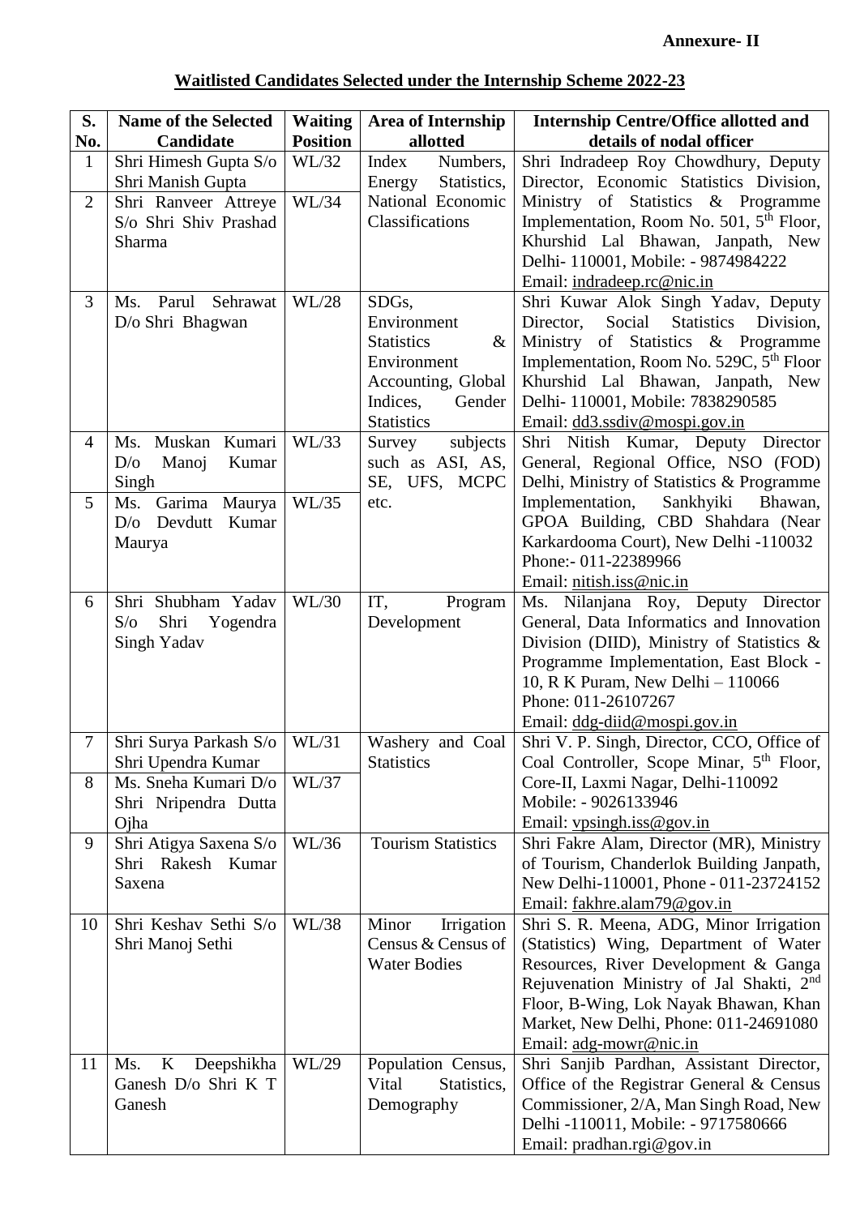**Annexure- II**

## Waitlisted Candidates Selected under the Internship Scheme 2022-23

| S. No. | Name of the Selected Candidate | Waiting Position | Area of Internship allotted | Internship Centre/Office allotted and details of nodal officer |
|---|---|---|---|---|
| 1 | Shri Himesh Gupta S/o Shri Manish Gupta | WL/32 | Index Numbers, Energy Statistics, National Economic Classifications | Shri Indradeep Roy Chowdhury, Deputy Director, Economic Statistics Division, Ministry of Statistics & Programme Implementation, Room No. 501, 5th Floor, Khurshid Lal Bhawan, Janpath, New Delhi- 110001, Mobile: - 9874984222 Email: indradeep.rc@nic.in |
| 2 | Shri Ranveer Attreye S/o Shri Shiv Prashad Sharma | WL/34 | | |
| 3 | Ms. Parul Sehrawat D/o Shri Bhagwan | WL/28 | SDGs, Environment Statistics & Environment Accounting, Global Indices, Gender Statistics | Shri Kuwar Alok Singh Yadav, Deputy Director, Social Statistics Division, Ministry of Statistics & Programme Implementation, Room No. 529C, 5th Floor Khurshid Lal Bhawan, Janpath, New Delhi- 110001, Mobile: 7838290585 Email: dd3.ssdiv@mospi.gov.in |
| 4 | Ms. Muskan Kumari D/o Manoj Kumar Singh | WL/33 | Survey subjects such as ASI, AS, SE, UFS, MCPC etc. | Shri Nitish Kumar, Deputy Director General, Regional Office, NSO (FOD) Delhi, Ministry of Statistics & Programme Implementation, Sankhyiki Bhawan, GPOA Building, CBD Shahdara (Near Karkardooma Court), New Delhi -110032 Phone:- 011-22389966 Email: nitish.iss@nic.in |
| 5 | Ms. Garima Maurya D/o Devdutt Kumar Maurya | WL/35 | | |
| 6 | Shri Shubham Yadav S/o Shri Yogendra Singh Yadav | WL/30 | IT, Program Development | Ms. Nilanjana Roy, Deputy Director General, Data Informatics and Innovation Division (DIID), Ministry of Statistics & Programme Implementation, East Block - 10, R K Puram, New Delhi – 110066 Phone: 011-26107267 Email: ddg-diid@mospi.gov.in |
| 7 | Shri Surya Parkash S/o Shri Upendra Kumar | WL/31 | Washery and Coal Statistics | Shri V. P. Singh, Director, CCO, Office of Coal Controller, Scope Minar, 5th Floor, Core-II, Laxmi Nagar, Delhi-110092 Mobile: - 9026133946 Email: vpsingh.iss@gov.in |
| 8 | Ms. Sneha Kumari D/o Shri Nripendra Dutta Ojha | WL/37 | | |
| 9 | Shri Atigya Saxena S/o Shri Rakesh Kumar Saxena | WL/36 | Tourism Statistics | Shri Fakre Alam, Director (MR), Ministry of Tourism, Chanderlok Building Janpath, New Delhi-110001, Phone - 011-23724152 Email: fakhre.alam79@gov.in |
| 10 | Shri Keshav Sethi S/o Shri Manoj Sethi | WL/38 | Minor Irrigation Census & Census of Water Bodies | Shri S. R. Meena, ADG, Minor Irrigation (Statistics) Wing, Department of Water Resources, River Development & Ganga Rejuvenation Ministry of Jal Shakti, 2nd Floor, B-Wing, Lok Nayak Bhawan, Khan Market, New Delhi, Phone: 011-24691080 Email: adg-mowr@nic.in |
| 11 | Ms. K Deepshikha Ganesh D/o Shri K T Ganesh | WL/29 | Population Census, Vital Statistics, Demography | Shri Sanjib Pardhan, Assistant Director, Office of the Registrar General & Census Commissioner, 2/A, Man Singh Road, New Delhi -110011, Mobile: - 9717580666 Email: pradhan.rgi@gov.in |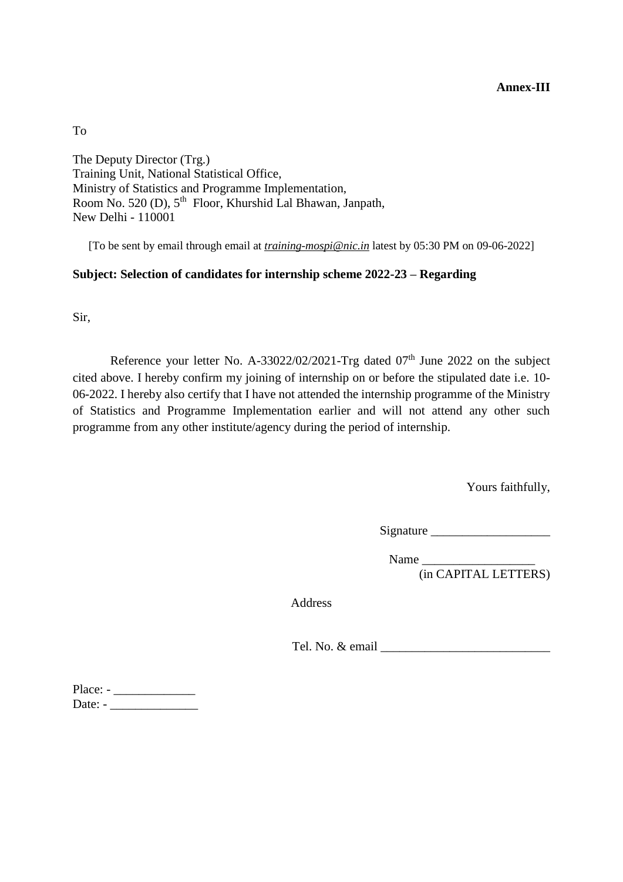**Annex-III**

To

The Deputy Director (Trg.)
Training Unit, National Statistical Office,
Ministry of Statistics and Programme Implementation,
Room No. 520 (D), 5th Floor, Khurshid Lal Bhawan, Janpath,
New Delhi - 110001

[To be sent by email through email at *training-mospi@nic.in* latest by 05:30 PM on 09-06-2022]

**Subject: Selection of candidates for internship scheme 2022-23 – Regarding**

Sir,

Reference your letter No. A-33022/02/2021-Trg dated 07th June 2022 on the subject cited above. I hereby confirm my joining of internship on or before the stipulated date i.e. 10-06-2022. I hereby also certify that I have not attended the internship programme of the Ministry of Statistics and Programme Implementation earlier and will not attend any other such programme from any other institute/agency during the period of internship.

Yours faithfully,

Signature ___________________

Name __________________
(in CAPITAL LETTERS)

Address

Tel. No. & email ___________________________

Place: - _____________
Date: - ______________